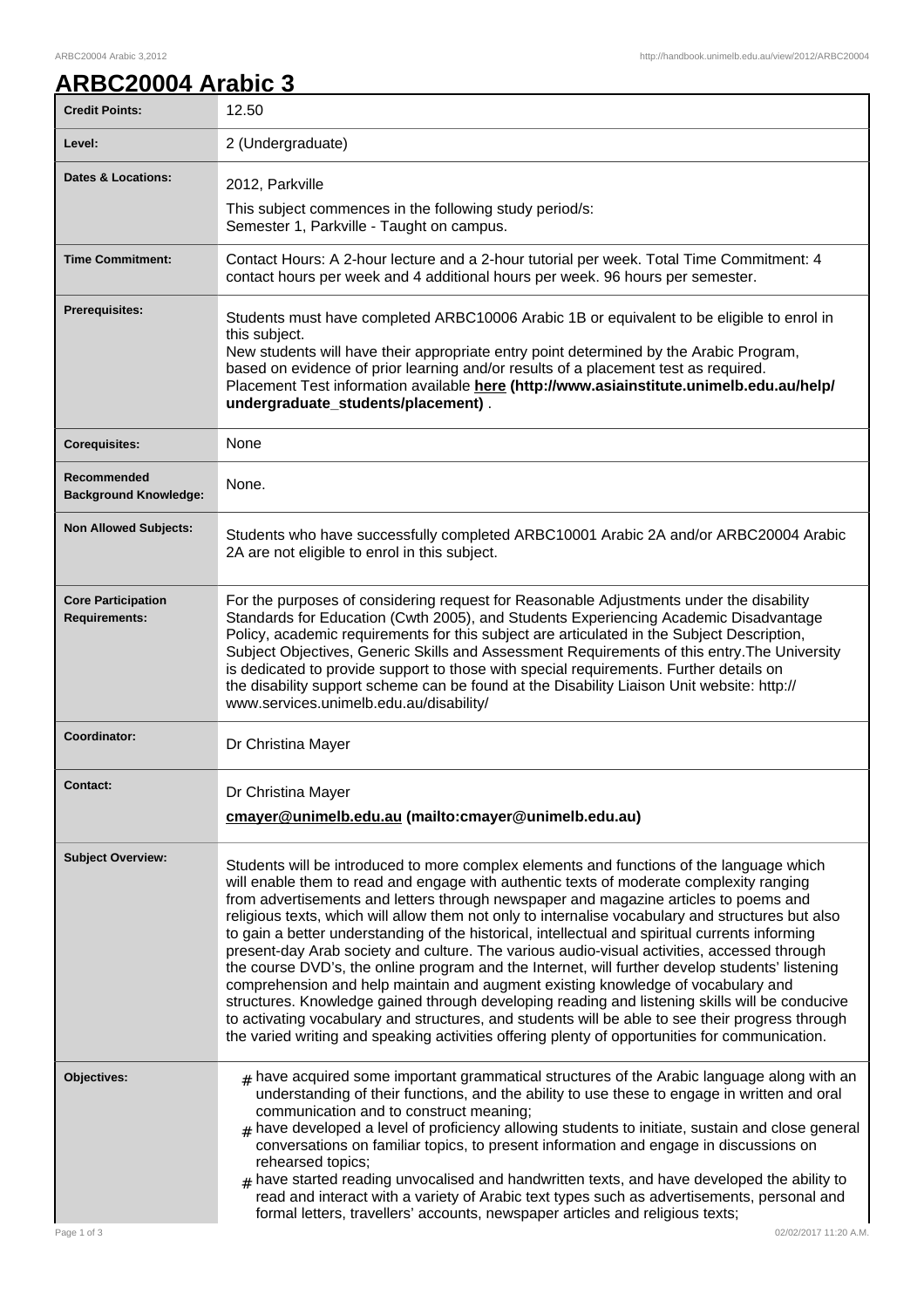# ARBC20004 Arabic 3

| | |
|---|---|
| **Credit Points:** | 12.50 |
| **Level:** | 2 (Undergraduate) |
| **Dates & Locations:** | 2012, Parkville<br>This subject commences in the following study period/s:<br>Semester 1, Parkville - Taught on campus. |
| **Time Commitment:** | Contact Hours: A 2-hour lecture and a 2-hour tutorial per week. Total Time Commitment: 4 contact hours per week and 4 additional hours per week. 96 hours per semester. |
| **Prerequisites:** | Students must have completed ARBC10006 Arabic 1B or equivalent to be eligible to enrol in this subject.<br>New students will have their appropriate entry point determined by the Arabic Program, based on evidence of prior learning and/or results of a placement test as required.<br>Placement Test information available **here (http://www.asiainstitute.unimelb.edu.au/help/undergraduate_students/placement)** . |
| **Corequisites:** | None |
| **Recommended Background Knowledge:** | None. |
| **Non Allowed Subjects:** | Students who have successfully completed ARBC10001 Arabic 2A and/or ARBC20004 Arabic 2A are not eligible to enrol in this subject. |
| **Core Participation Requirements:** | For the purposes of considering request for Reasonable Adjustments under the disability Standards for Education (Cwth 2005), and Students Experiencing Academic Disadvantage Policy, academic requirements for this subject are articulated in the Subject Description, Subject Objectives, Generic Skills and Assessment Requirements of this entry.The University is dedicated to provide support to those with special requirements. Further details on the disability support scheme can be found at the Disability Liaison Unit website: http://www.services.unimelb.edu.au/disability/ |
| **Coordinator:** | Dr Christina Mayer |
| **Contact:** | Dr Christina Mayer<br>**cmayer@unimelb.edu.au (mailto:cmayer@unimelb.edu.au)** |
| **Subject Overview:** | Students will be introduced to more complex elements and functions of the language which will enable them to read and engage with authentic texts of moderate complexity ranging from advertisements and letters through newspaper and magazine articles to poems and religious texts, which will allow them not only to internalise vocabulary and structures but also to gain a better understanding of the historical, intellectual and spiritual currents informing present-day Arab society and culture. The various audio-visual activities, accessed through the course DVD's, the online program and the Internet, will further develop students' listening comprehension and help maintain and augment existing knowledge of vocabulary and structures. Knowledge gained through developing reading and listening skills will be conducive to activating vocabulary and structures, and students will be able to see their progress through the varied writing and speaking activities offering plenty of opportunities for communication. |
| **Objectives:** | # have acquired some important grammatical structures of the Arabic language along with an understanding of their functions, and the ability to use these to engage in written and oral communication and to construct meaning;<br># have developed a level of proficiency allowing students to initiate, sustain and close general conversations on familiar topics, to present information and engage in discussions on rehearsed topics;<br># have started reading unvocalised and handwritten texts, and have developed the ability to read and interact with a variety of Arabic text types such as advertisements, personal and formal letters, travellers' accounts, newspaper articles and religious texts; |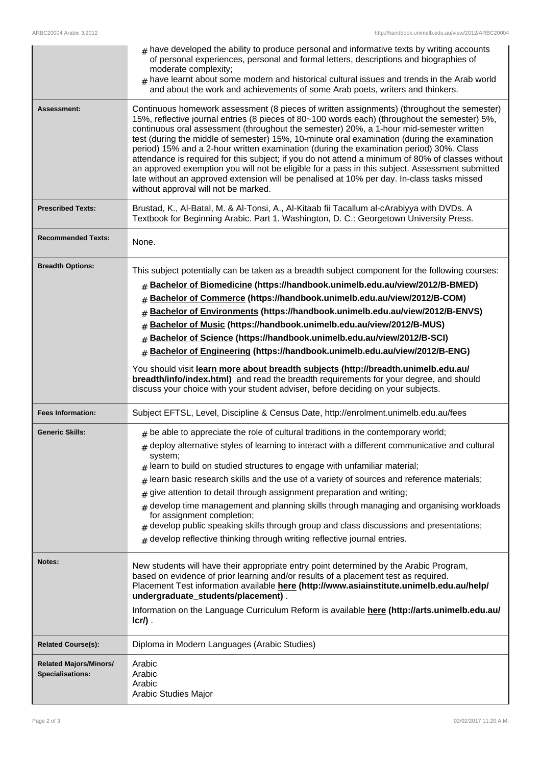| | |
|---|---|
| | # have developed the ability to produce personal and informative texts by writing accounts of personal experiences, personal and formal letters, descriptions and biographies of moderate complexity;<br># have learnt about some modern and historical cultural issues and trends in the Arab world and about the work and achievements of some Arab poets, writers and thinkers. |
| **Assessment:** | Continuous homework assessment (8 pieces of written assignments) (throughout the semester) 15%, reflective journal entries (8 pieces of 80~100 words each) (throughout the semester) 5%, continuous oral assessment (throughout the semester) 20%, a 1-hour mid-semester written test (during the middle of semester) 15%, 10-minute oral examination (during the examination period) 15% and a 2-hour written examination (during the examination period) 30%. Class attendance is required for this subject; if you do not attend a minimum of 80% of classes without an approved exemption you will not be eligible for a pass in this subject. Assessment submitted late without an approved extension will be penalised at 10% per day. In-class tasks missed without approval will not be marked. |
| **Prescribed Texts:** | Brustad, K., Al-Batal, M. & Al-Tonsi, A., Al-Kitaab fii Tacallum al-cArabiyya with DVDs. A Textbook for Beginning Arabic. Part 1. Washington, D. C.: Georgetown University Press. |
| **Recommended Texts:** | None. |
| **Breadth Options:** | This subject potentially can be taken as a breadth subject component for the following courses:<br># **Bachelor of Biomedicine (https://handbook.unimelb.edu.au/view/2012/B-BMED)**<br># **Bachelor of Commerce (https://handbook.unimelb.edu.au/view/2012/B-COM)**<br># **Bachelor of Environments (https://handbook.unimelb.edu.au/view/2012/B-ENVS)**<br># **Bachelor of Music (https://handbook.unimelb.edu.au/view/2012/B-MUS)**<br># **Bachelor of Science (https://handbook.unimelb.edu.au/view/2012/B-SCI)**<br># **Bachelor of Engineering (https://handbook.unimelb.edu.au/view/2012/B-ENG)**<br>You should visit **learn more about breadth subjects (http://breadth.unimelb.edu.au/breadth/info/index.html)** and read the breadth requirements for your degree, and should discuss your choice with your student adviser, before deciding on your subjects. |
| **Fees Information:** | Subject EFTSL, Level, Discipline & Census Date, http://enrolment.unimelb.edu.au/fees |
| **Generic Skills:** | # be able to appreciate the role of cultural traditions in the contemporary world;<br># deploy alternative styles of learning to interact with a different communicative and cultural system;<br># learn to build on studied structures to engage with unfamiliar material;<br># learn basic research skills and the use of a variety of sources and reference materials;<br># give attention to detail through assignment preparation and writing;<br># develop time management and planning skills through managing and organising workloads for assignment completion;<br># develop public speaking skills through group and class discussions and presentations;<br># develop reflective thinking through writing reflective journal entries. |
| **Notes:** | New students will have their appropriate entry point determined by the Arabic Program, based on evidence of prior learning and/or results of a placement test as required. Placement Test information available **here (http://www.asiainstitute.unimelb.edu.au/help/undergraduate_students/placement)** .<br>Information on the Language Curriculum Reform is available **here (http://arts.unimelb.edu.au/lcr/)** . |
| **Related Course(s):** | Diploma in Modern Languages (Arabic Studies) |
| **Related Majors/Minors/Specialisations:** | Arabic<br>Arabic<br>Arabic<br>Arabic Studies Major |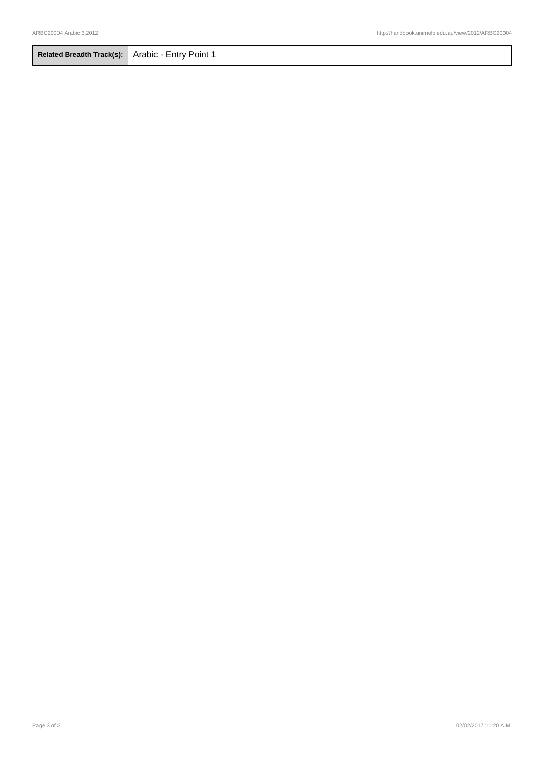| | |
|---|---|
| **Related Breadth Track(s):** | Arabic - Entry Point 1 |